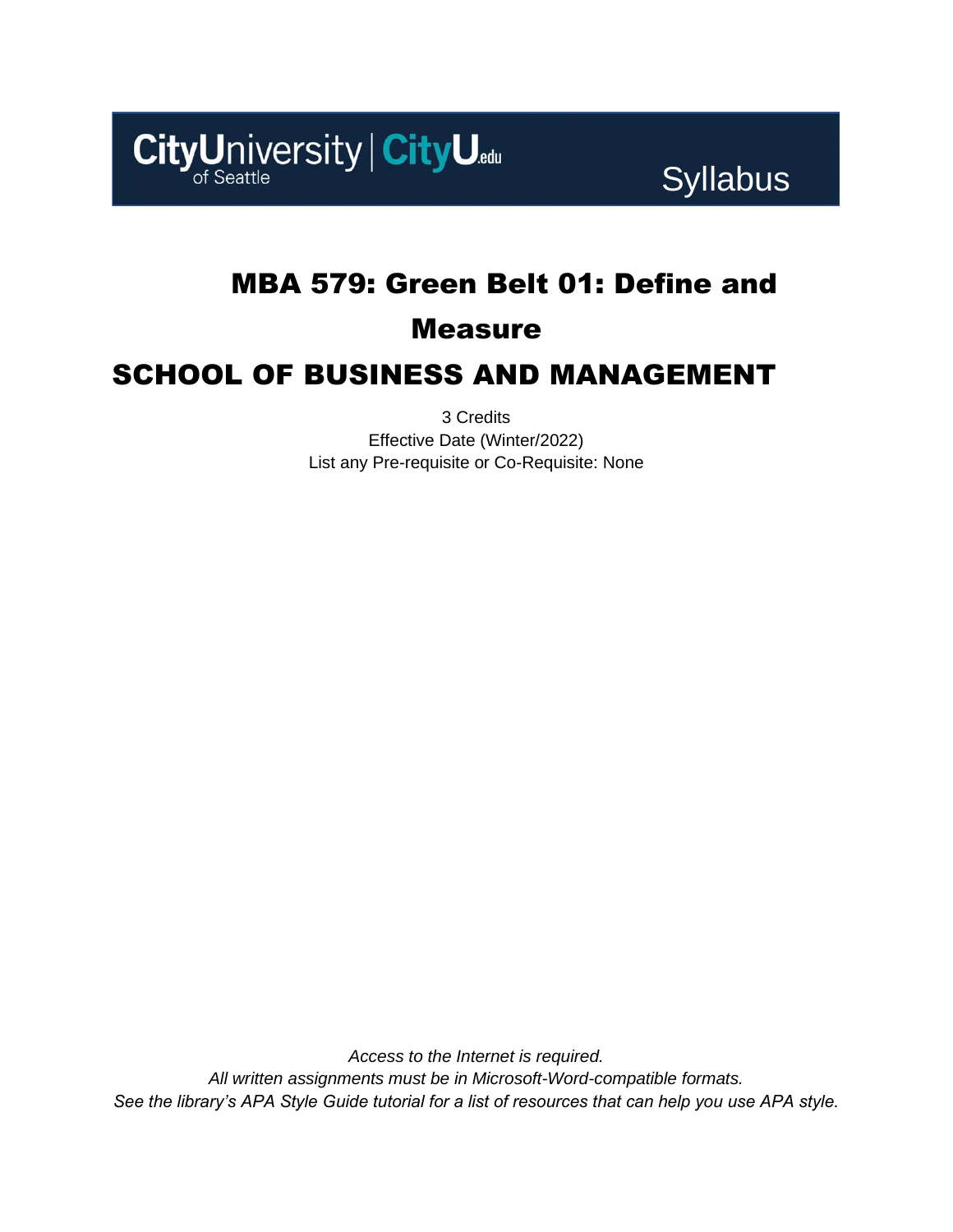CityUniversity of Seattle | CityU.edu

Syllabus

# MBA 579: Green Belt 01: Define and Measure

## SCHOOL OF BUSINESS AND MANAGEMENT

3 Credits
Effective Date (Winter/2022)
List any Pre-requisite or Co-Requisite: None

*Access to the Internet is required.*
*All written assignments must be in Microsoft-Word-compatible formats.*
*See the library's APA Style Guide tutorial for a list of resources that can help you use APA style.*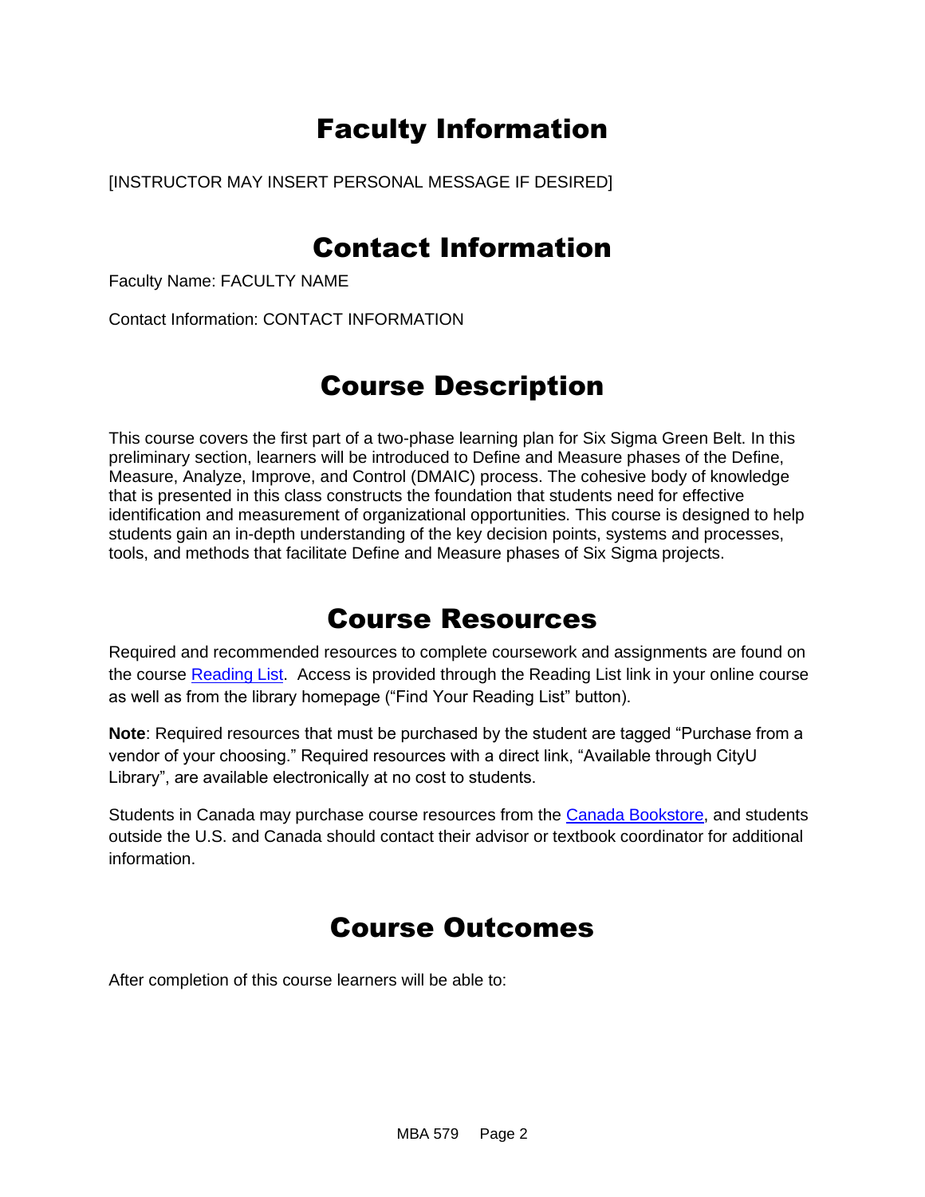# Faculty Information

[INSTRUCTOR MAY INSERT PERSONAL MESSAGE IF DESIRED]

# Contact Information

Faculty Name: FACULTY NAME

Contact Information: CONTACT INFORMATION

# Course Description

This course covers the first part of a two-phase learning plan for Six Sigma Green Belt. In this preliminary section, learners will be introduced to Define and Measure phases of the Define, Measure, Analyze, Improve, and Control (DMAIC) process. The cohesive body of knowledge that is presented in this class constructs the foundation that students need for effective identification and measurement of organizational opportunities. This course is designed to help students gain an in-depth understanding of the key decision points, systems and processes, tools, and methods that facilitate Define and Measure phases of Six Sigma projects.

# Course Resources

Required and recommended resources to complete coursework and assignments are found on the course Reading List. Access is provided through the Reading List link in your online course as well as from the library homepage ("Find Your Reading List" button).

**Note**: Required resources that must be purchased by the student are tagged "Purchase from a vendor of your choosing." Required resources with a direct link, "Available through CityU Library", are available electronically at no cost to students.

Students in Canada may purchase course resources from the Canada Bookstore, and students outside the U.S. and Canada should contact their advisor or textbook coordinator for additional information.

# Course Outcomes

After completion of this course learners will be able to: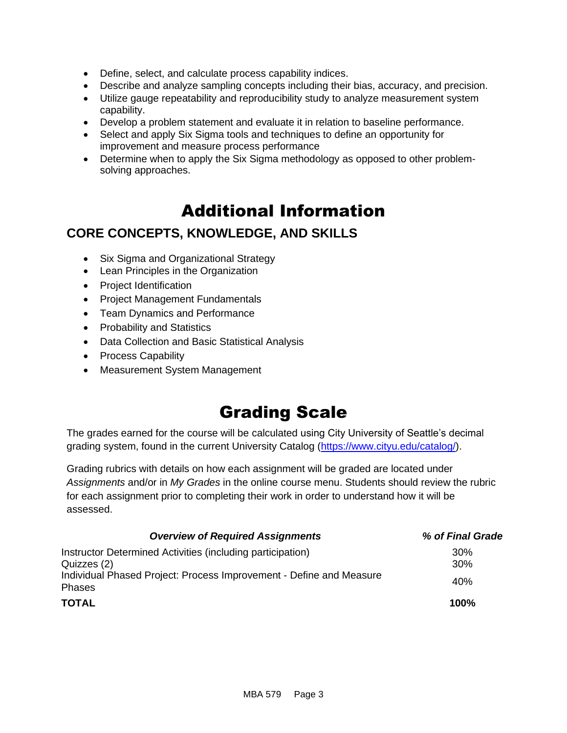- Define, select, and calculate process capability indices.
- Describe and analyze sampling concepts including their bias, accuracy, and precision.
- Utilize gauge repeatability and reproducibility study to analyze measurement system capability.
- Develop a problem statement and evaluate it in relation to baseline performance.
- Select and apply Six Sigma tools and techniques to define an opportunity for improvement and measure process performance
- Determine when to apply the Six Sigma methodology as opposed to other problem-solving approaches.

# Additional Information

## CORE CONCEPTS, KNOWLEDGE, AND SKILLS

- Six Sigma and Organizational Strategy
- Lean Principles in the Organization
- Project Identification
- Project Management Fundamentals
- Team Dynamics and Performance
- Probability and Statistics
- Data Collection and Basic Statistical Analysis
- Process Capability
- Measurement System Management

# Grading Scale

The grades earned for the course will be calculated using City University of Seattle's decimal grading system, found in the current University Catalog (https://www.cityu.edu/catalog/).

Grading rubrics with details on how each assignment will be graded are located under *Assignments* and/or in *My Grades* in the online course menu. Students should review the rubric for each assignment prior to completing their work in order to understand how it will be assessed.

| ***Overview of Required Assignments*** | ***% of Final Grade*** |
|---|---|
| Instructor Determined Activities (including participation) | 30% |
| Quizzes (2) | 30% |
| Individual Phased Project: Process Improvement - Define and Measure Phases | 40% |
| **TOTAL** | **100%** |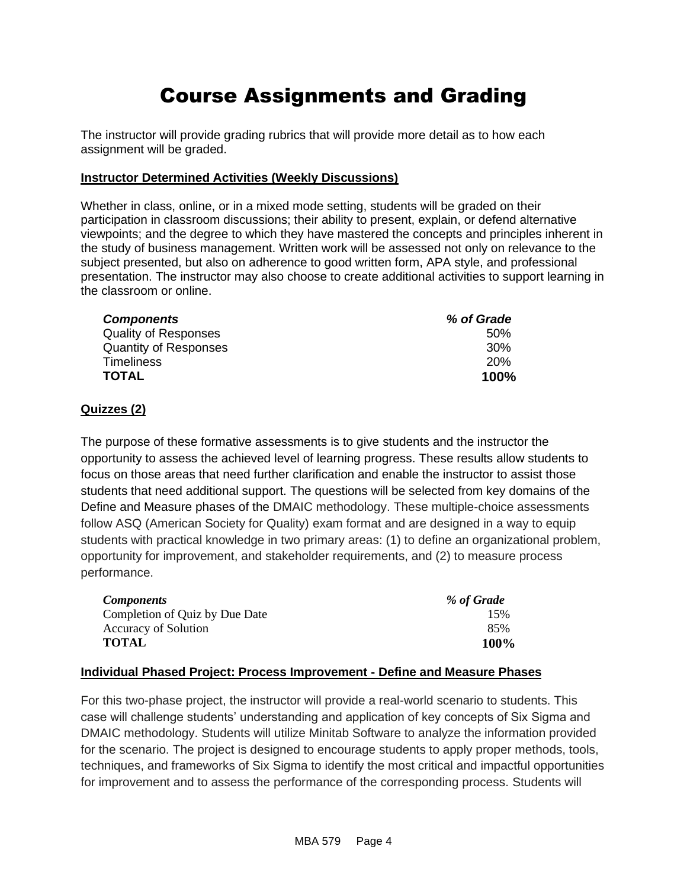# Course Assignments and Grading

The instructor will provide grading rubrics that will provide more detail as to how each assignment will be graded.

**Instructor Determined Activities (Weekly Discussions)**

Whether in class, online, or in a mixed mode setting, students will be graded on their participation in classroom discussions; their ability to present, explain, or defend alternative viewpoints; and the degree to which they have mastered the concepts and principles inherent in the study of business management. Written work will be assessed not only on relevance to the subject presented, but also on adherence to good written form, APA style, and professional presentation. The instructor may also choose to create additional activities to support learning in the classroom or online.

| ***Components*** | ***% of Grade*** |
|---|---|
| Quality of Responses | 50% |
| Quantity of Responses | 30% |
| Timeliness | 20% |
| **TOTAL** | **100%** |

**Quizzes (2)**

The purpose of these formative assessments is to give students and the instructor the opportunity to assess the achieved level of learning progress. These results allow students to focus on those areas that need further clarification and enable the instructor to assist those students that need additional support. The questions will be selected from key domains of the Define and Measure phases of the DMAIC methodology. These multiple-choice assessments follow ASQ (American Society for Quality) exam format and are designed in a way to equip students with practical knowledge in two primary areas: (1) to define an organizational problem, opportunity for improvement, and stakeholder requirements, and (2) to measure process performance.

| ***Components*** | ***% of Grade*** |
|---|---|
| Completion of Quiz by Due Date | 15% |
| Accuracy of Solution | 85% |
| **TOTAL** | **100%** |

**Individual Phased Project: Process Improvement - Define and Measure Phases**

For this two-phase project, the instructor will provide a real-world scenario to students. This case will challenge students' understanding and application of key concepts of Six Sigma and DMAIC methodology. Students will utilize Minitab Software to analyze the information provided for the scenario. The project is designed to encourage students to apply proper methods, tools, techniques, and frameworks of Six Sigma to identify the most critical and impactful opportunities for improvement and to assess the performance of the corresponding process. Students will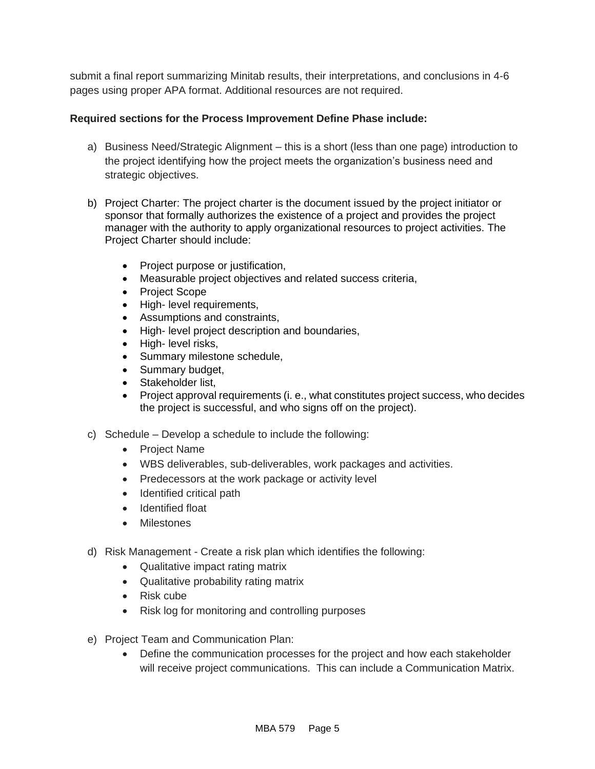submit a final report summarizing Minitab results, their interpretations, and conclusions in 4-6 pages using proper APA format. Additional resources are not required.

**Required sections for the Process Improvement Define Phase include:**

a) Business Need/Strategic Alignment – this is a short (less than one page) introduction to the project identifying how the project meets the organization's business need and strategic objectives.

b) Project Charter: The project charter is the document issued by the project initiator or sponsor that formally authorizes the existence of a project and provides the project manager with the authority to apply organizational resources to project activities. The Project Charter should include:

   - Project purpose or justification,
   - Measurable project objectives and related success criteria,
   - Project Scope
   - High- level requirements,
   - Assumptions and constraints,
   - High- level project description and boundaries,
   - High- level risks,
   - Summary milestone schedule,
   - Summary budget,
   - Stakeholder list,
   - Project approval requirements (i. e., what constitutes project success, who decides the project is successful, and who signs off on the project).

c) Schedule – Develop a schedule to include the following:
   - Project Name
   - WBS deliverables, sub-deliverables, work packages and activities.
   - Predecessors at the work package or activity level
   - Identified critical path
   - Identified float
   - Milestones

d) Risk Management - Create a risk plan which identifies the following:
   - Qualitative impact rating matrix
   - Qualitative probability rating matrix
   - Risk cube
   - Risk log for monitoring and controlling purposes

e) Project Team and Communication Plan:
   - Define the communication processes for the project and how each stakeholder will receive project communications. This can include a Communication Matrix.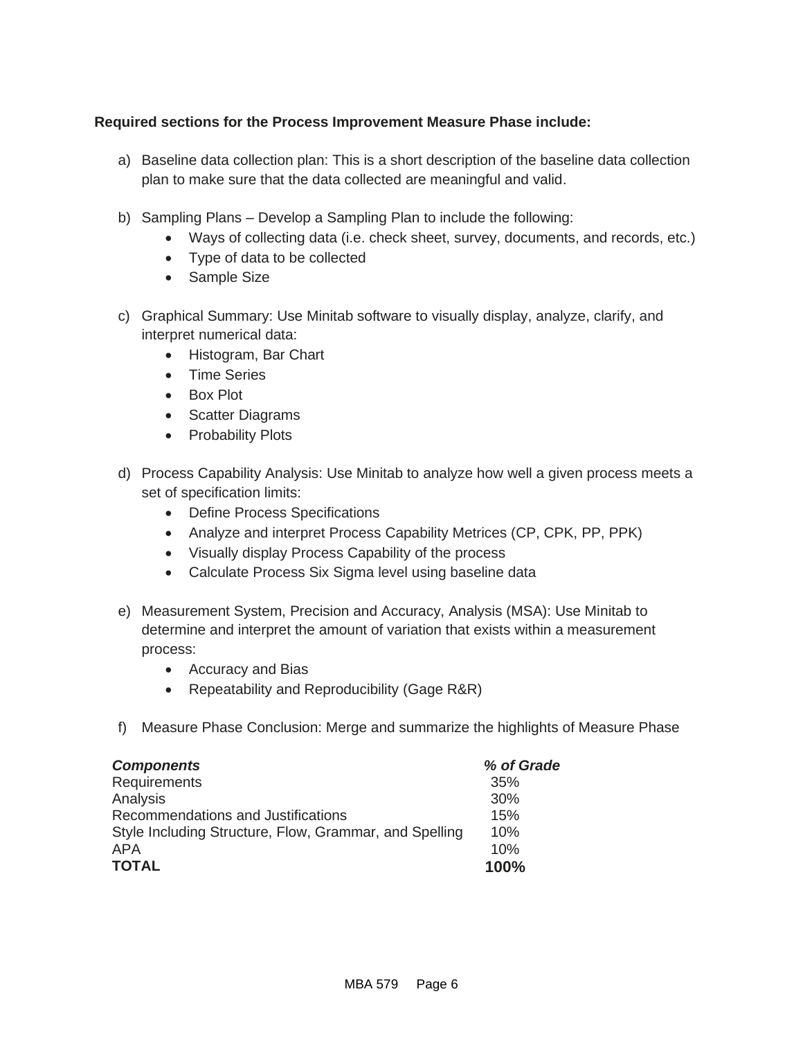**Required sections for the Process Improvement Measure Phase include:**

a) Baseline data collection plan: This is a short description of the baseline data collection plan to make sure that the data collected are meaningful and valid.

b) Sampling Plans – Develop a Sampling Plan to include the following:
   - Ways of collecting data (i.e. check sheet, survey, documents, and records, etc.)
   - Type of data to be collected
   - Sample Size

c) Graphical Summary: Use Minitab software to visually display, analyze, clarify, and interpret numerical data:
   - Histogram, Bar Chart
   - Time Series
   - Box Plot
   - Scatter Diagrams
   - Probability Plots

d) Process Capability Analysis: Use Minitab to analyze how well a given process meets a set of specification limits:
   - Define Process Specifications
   - Analyze and interpret Process Capability Metrices (CP, CPK, PP, PPK)
   - Visually display Process Capability of the process
   - Calculate Process Six Sigma level using baseline data

e) Measurement System, Precision and Accuracy, Analysis (MSA): Use Minitab to determine and interpret the amount of variation that exists within a measurement process:
   - Accuracy and Bias
   - Repeatability and Reproducibility (Gage R&R)

f) Measure Phase Conclusion: Merge and summarize the highlights of Measure Phase

| ***Components*** | ***% of Grade*** |
|---|---|
| Requirements | 35% |
| Analysis | 30% |
| Recommendations and Justifications | 15% |
| Style Including Structure, Flow, Grammar, and Spelling | 10% |
| APA | 10% |
| **TOTAL** | **100%** |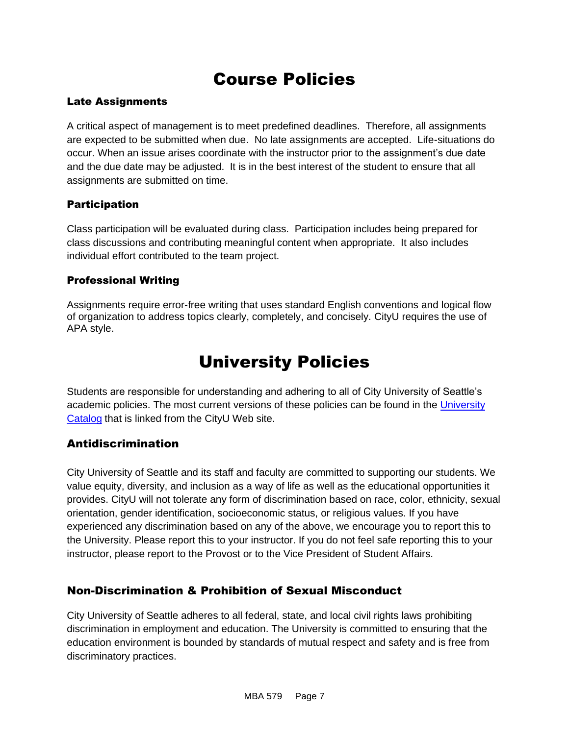# Course Policies

### Late Assignments

A critical aspect of management is to meet predefined deadlines. Therefore, all assignments are expected to be submitted when due. No late assignments are accepted. Life-situations do occur. When an issue arises coordinate with the instructor prior to the assignment's due date and the due date may be adjusted. It is in the best interest of the student to ensure that all assignments are submitted on time.

### Participation

Class participation will be evaluated during class. Participation includes being prepared for class discussions and contributing meaningful content when appropriate. It also includes individual effort contributed to the team project.

### Professional Writing

Assignments require error-free writing that uses standard English conventions and logical flow of organization to address topics clearly, completely, and concisely. CityU requires the use of APA style.

# University Policies

Students are responsible for understanding and adhering to all of City University of Seattle's academic policies. The most current versions of these policies can be found in the University Catalog that is linked from the CityU Web site.

## Antidiscrimination

City University of Seattle and its staff and faculty are committed to supporting our students. We value equity, diversity, and inclusion as a way of life as well as the educational opportunities it provides. CityU will not tolerate any form of discrimination based on race, color, ethnicity, sexual orientation, gender identification, socioeconomic status, or religious values. If you have experienced any discrimination based on any of the above, we encourage you to report this to the University. Please report this to your instructor. If you do not feel safe reporting this to your instructor, please report to the Provost or to the Vice President of Student Affairs.

## Non-Discrimination & Prohibition of Sexual Misconduct

City University of Seattle adheres to all federal, state, and local civil rights laws prohibiting discrimination in employment and education. The University is committed to ensuring that the education environment is bounded by standards of mutual respect and safety and is free from discriminatory practices.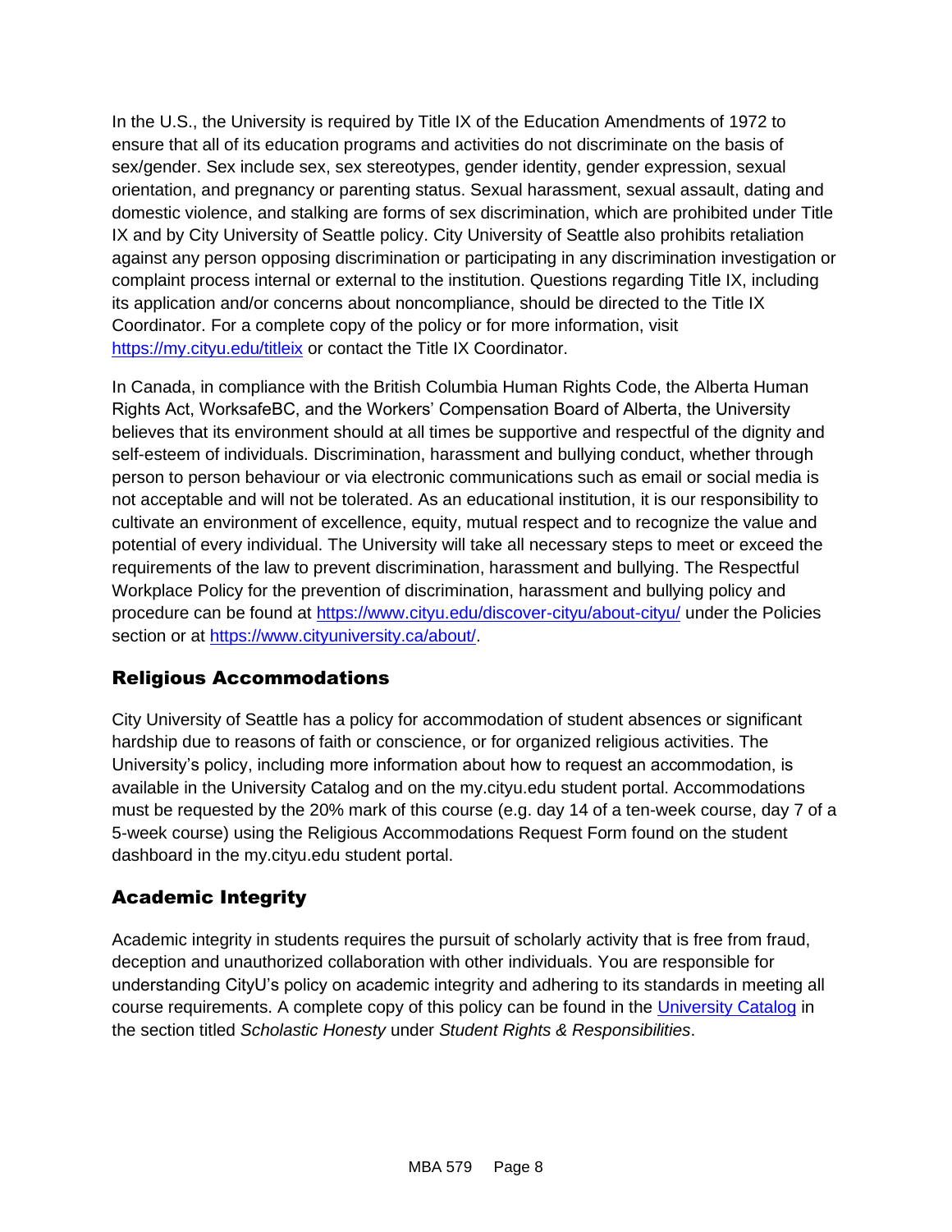In the U.S., the University is required by Title IX of the Education Amendments of 1972 to ensure that all of its education programs and activities do not discriminate on the basis of sex/gender. Sex include sex, sex stereotypes, gender identity, gender expression, sexual orientation, and pregnancy or parenting status. Sexual harassment, sexual assault, dating and domestic violence, and stalking are forms of sex discrimination, which are prohibited under Title IX and by City University of Seattle policy. City University of Seattle also prohibits retaliation against any person opposing discrimination or participating in any discrimination investigation or complaint process internal or external to the institution. Questions regarding Title IX, including its application and/or concerns about noncompliance, should be directed to the Title IX Coordinator. For a complete copy of the policy or for more information, visit [https://my.cityu.edu/titleix](https://my.cityu.edu/titleix) or contact the Title IX Coordinator.

In Canada, in compliance with the British Columbia Human Rights Code, the Alberta Human Rights Act, WorksafeBC, and the Workers' Compensation Board of Alberta, the University believes that its environment should at all times be supportive and respectful of the dignity and self-esteem of individuals. Discrimination, harassment and bullying conduct, whether through person to person behaviour or via electronic communications such as email or social media is not acceptable and will not be tolerated. As an educational institution, it is our responsibility to cultivate an environment of excellence, equity, mutual respect and to recognize the value and potential of every individual. The University will take all necessary steps to meet or exceed the requirements of the law to prevent discrimination, harassment and bullying. The Respectful Workplace Policy for the prevention of discrimination, harassment and bullying policy and procedure can be found at [https://www.cityu.edu/discover-cityu/about-cityu/](https://www.cityu.edu/discover-cityu/about-cityu/) under the Policies section or at [https://www.cityuniversity.ca/about/](https://www.cityuniversity.ca/about/).

## Religious Accommodations

City University of Seattle has a policy for accommodation of student absences or significant hardship due to reasons of faith or conscience, or for organized religious activities. The University's policy, including more information about how to request an accommodation, is available in the University Catalog and on the my.cityu.edu student portal. Accommodations must be requested by the 20% mark of this course (e.g. day 14 of a ten-week course, day 7 of a 5-week course) using the Religious Accommodations Request Form found on the student dashboard in the my.cityu.edu student portal.

## Academic Integrity

Academic integrity in students requires the pursuit of scholarly activity that is free from fraud, deception and unauthorized collaboration with other individuals. You are responsible for understanding CityU's policy on academic integrity and adhering to its standards in meeting all course requirements. A complete copy of this policy can be found in the University Catalog in the section titled *Scholastic Honesty* under *Student Rights & Responsibilities*.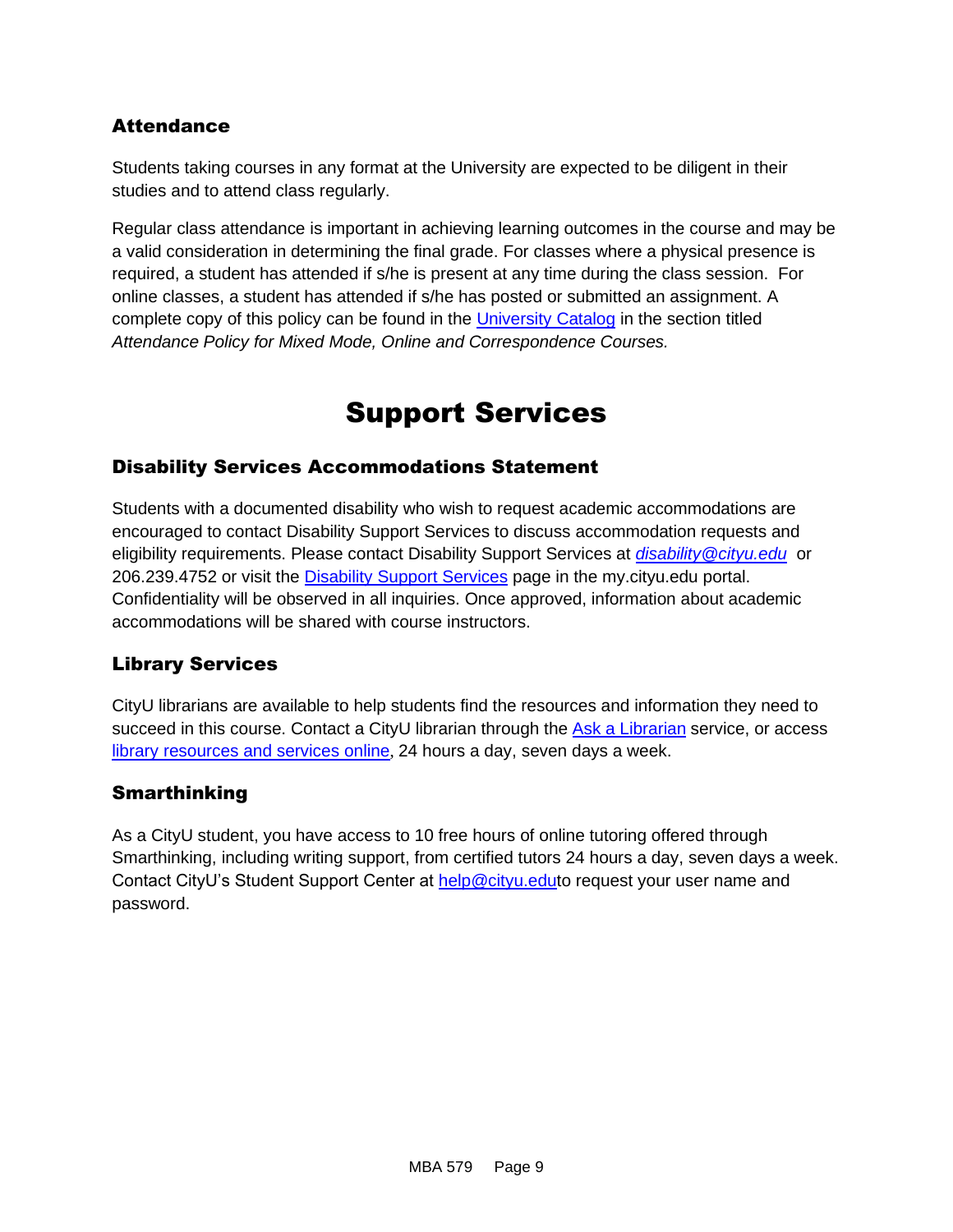### Attendance

Students taking courses in any format at the University are expected to be diligent in their studies and to attend class regularly.

Regular class attendance is important in achieving learning outcomes in the course and may be a valid consideration in determining the final grade. For classes where a physical presence is required, a student has attended if s/he is present at any time during the class session. For online classes, a student has attended if s/he has posted or submitted an assignment. A complete copy of this policy can be found in the University Catalog in the section titled *Attendance Policy for Mixed Mode, Online and Correspondence Courses.*

# Support Services

### Disability Services Accommodations Statement

Students with a documented disability who wish to request academic accommodations are encouraged to contact Disability Support Services to discuss accommodation requests and eligibility requirements. Please contact Disability Support Services at *disability@cityu.edu* or 206.239.4752 or visit the Disability Support Services page in the my.cityu.edu portal. Confidentiality will be observed in all inquiries. Once approved, information about academic accommodations will be shared with course instructors.

### Library Services

CityU librarians are available to help students find the resources and information they need to succeed in this course. Contact a CityU librarian through the Ask a Librarian service, or access library resources and services online, 24 hours a day, seven days a week.

### Smarthinking

As a CityU student, you have access to 10 free hours of online tutoring offered through Smarthinking, including writing support, from certified tutors 24 hours a day, seven days a week. Contact CityU's Student Support Center at help@cityu.eduto request your user name and password.